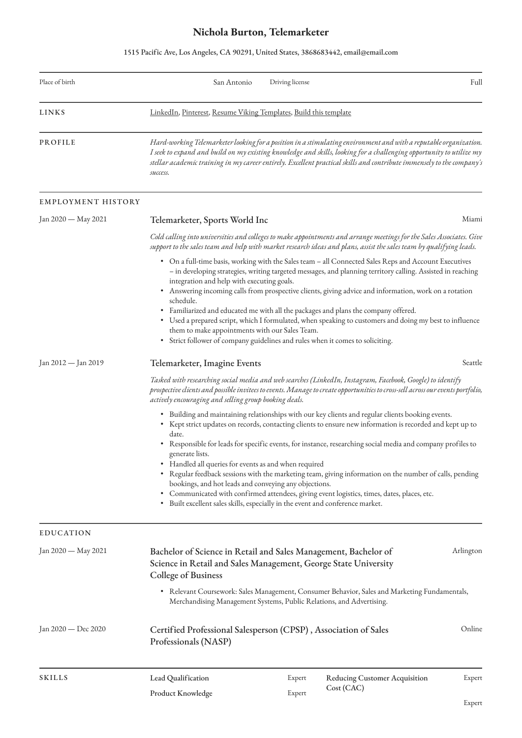# Nichola Burton, Telemarketer

1515 Pacific Ave, Los Angeles, CA 90291, United States, 3868683442, email@email.com

| Place of birth | San Antonio | Driving license | Full |
|---|---|---|---|

## LINKS

LinkedIn, Pinterest, Resume Viking Templates, Build this template

## PROFILE

*Hard-working Telemarketer looking for a position in a stimulating environment and with a reputable organization. I seek to expand and build on my existing knowledge and skills, looking for a challenging opportunity to utilize my stellar academic training in my career entirely. Excellent practical skills and contribute immensely to the company's success.*

## EMPLOYMENT HISTORY

### Telemarketer, Sports World Inc — Miami

Jan 2020 — May 2021

*Cold calling into universities and colleges to make appointments and arrange meetings for the Sales Associates. Give support to the sales team and help with market research ideas and plans, assist the sales team by qualifying leads.*

- On a full-time basis, working with the Sales team – all Connected Sales Reps and Account Executives – in developing strategies, writing targeted messages, and planning territory calling. Assisted in reaching integration and help with executing goals.
- Answering incoming calls from prospective clients, giving advice and information, work on a rotation schedule.
- Familiarized and educated me with all the packages and plans the company offered.
- Used a prepared script, which I formulated, when speaking to customers and doing my best to influence them to make appointments with our Sales Team.
- Strict follower of company guidelines and rules when it comes to soliciting.

### Telemarketer, Imagine Events — Seattle

Jan 2012 — Jan 2019

*Tasked with researching social media and web searches (LinkedIn, Instagram, Facebook, Google) to identify prospective clients and possible invitees to events. Manage to create opportunities to cross-sell across our events portfolio, actively encouraging and selling group booking deals.*

- Building and maintaining relationships with our key clients and regular clients booking events.
- Kept strict updates on records, contacting clients to ensure new information is recorded and kept up to date.
- Responsible for leads for specific events, for instance, researching social media and company profiles to generate lists.
- Handled all queries for events as and when required
- Regular feedback sessions with the marketing team, giving information on the number of calls, pending bookings, and hot leads and conveying any objections.
- Communicated with confirmed attendees, giving event logistics, times, dates, places, etc.
- Built excellent sales skills, especially in the event and conference market.

## EDUCATION

### Bachelor of Science in Retail and Sales Management, Bachelor of Science in Retail and Sales Management, George State University College of Business — Arlington

Jan 2020 — May 2021

- Relevant Coursework: Sales Management, Consumer Behavior, Sales and Marketing Fundamentals, Merchandising Management Systems, Public Relations, and Advertising.

### Certified Professional Salesperson (CPSP) , Association of Sales Professionals (NASP) — Online

Jan 2020 — Dec 2020

## SKILLS

| Skill | Level |
|---|---|
| Lead Qualification | Expert |
| Product Knowledge | Expert |
| Reducing Customer Acquisition Cost (CAC) | Expert |
| | Expert |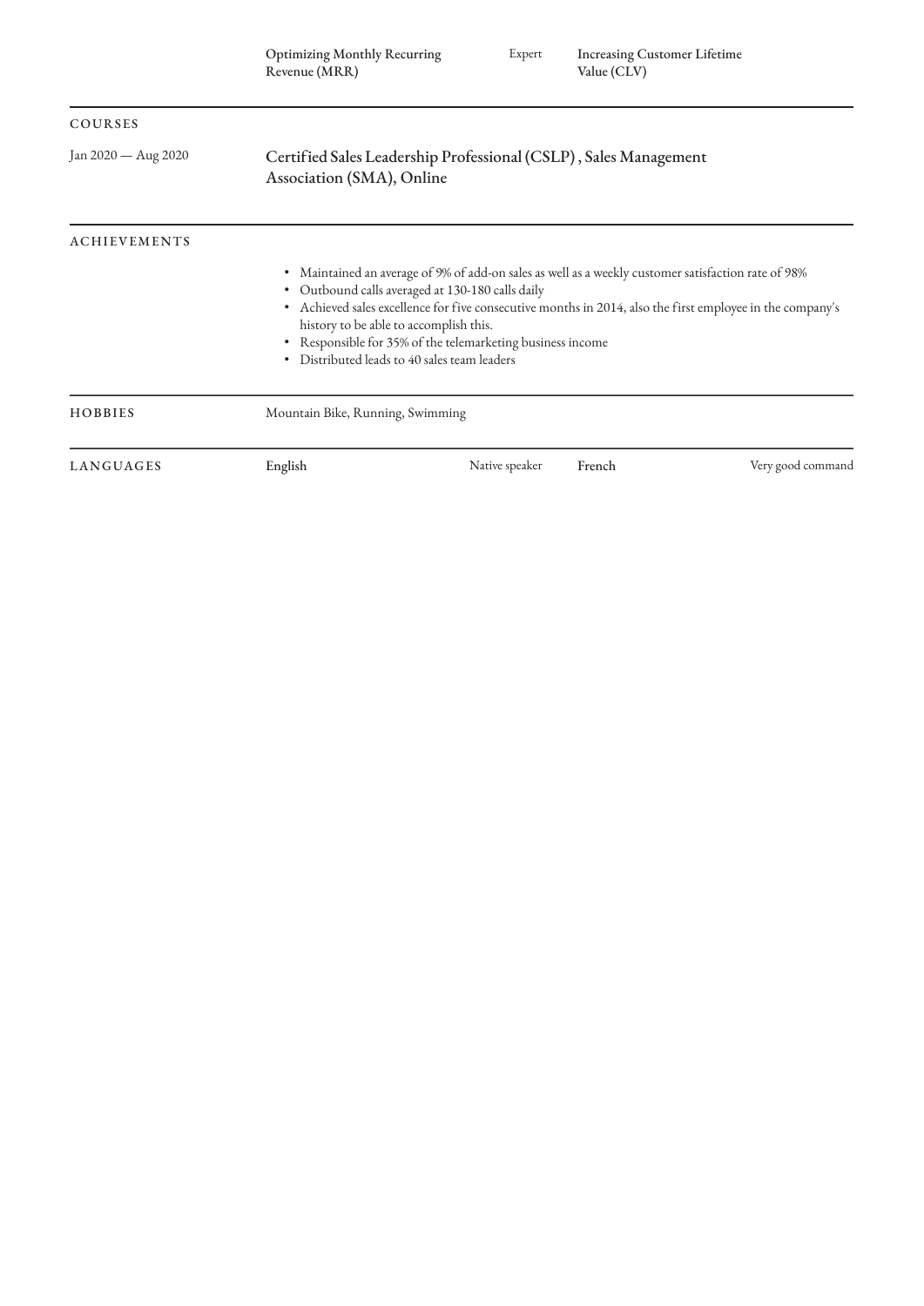| | | |
|---|---|---|
| Optimizing Monthly Recurring Revenue (MRR) | Expert | Increasing Customer Lifetime Value (CLV) |

## COURSES

Jan 2020 — Aug 2020

**Certified Sales Leadership Professional (CSLP) , Sales Management Association (SMA), Online**

## ACHIEVEMENTS

- Maintained an average of 9% of add-on sales as well as a weekly customer satisfaction rate of 98%
- Outbound calls averaged at 130-180 calls daily
- Achieved sales excellence for five consecutive months in 2014, also the first employee in the company's history to be able to accomplish this.
- Responsible for 35% of the telemarketing business income
- Distributed leads to 40 sales team leaders

## HOBBIES

Mountain Bike, Running, Swimming

## LANGUAGES

| | | | |
|---|---|---|---|
| English | Native speaker | French | Very good command |